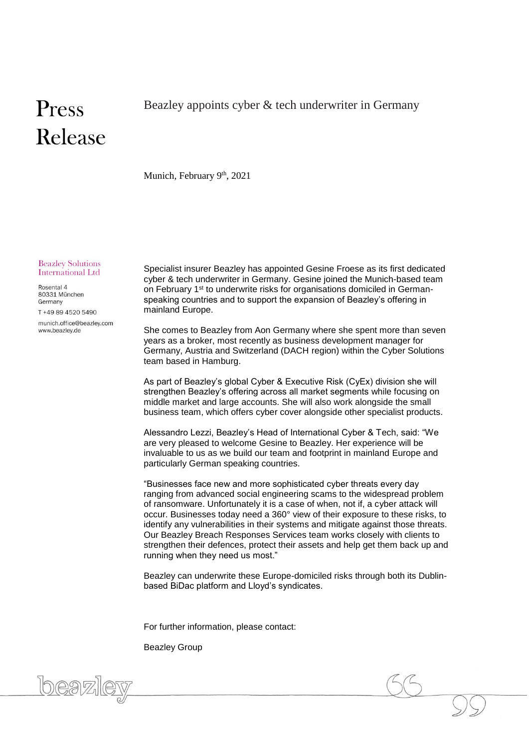# Press Release

## Beazley appoints cyber & tech underwriter in Germany

Munich, February 9th, 2021

**Beazley Solutions International Ltd**

Rosental 4
80331 München
Germany

T +49 89 4520 5490

munich.office@beazley.com
www.beazley.de

Specialist insurer Beazley has appointed Gesine Froese as its first dedicated cyber & tech underwriter in Germany. Gesine joined the Munich-based team on February 1st to underwrite risks for organisations domiciled in German-speaking countries and to support the expansion of Beazley's offering in mainland Europe.

She comes to Beazley from Aon Germany where she spent more than seven years as a broker, most recently as business development manager for Germany, Austria and Switzerland (DACH region) within the Cyber Solutions team based in Hamburg.

As part of Beazley's global Cyber & Executive Risk (CyEx) division she will strengthen Beazley's offering across all market segments while focusing on middle market and large accounts. She will also work alongside the small business team, which offers cyber cover alongside other specialist products.

Alessandro Lezzi, Beazley's Head of International Cyber & Tech, said: "We are very pleased to welcome Gesine to Beazley. Her experience will be invaluable to us as we build our team and footprint in mainland Europe and particularly German speaking countries.

"Businesses face new and more sophisticated cyber threats every day ranging from advanced social engineering scams to the widespread problem of ransomware. Unfortunately it is a case of when, not if, a cyber attack will occur. Businesses today need a 360° view of their exposure to these risks, to identify any vulnerabilities in their systems and mitigate against those threats. Our Beazley Breach Responses Services team works closely with clients to strengthen their defences, protect their assets and help get them back up and running when they need us most."

Beazley can underwrite these Europe-domiciled risks through both its Dublin-based BiDac platform and Lloyd's syndicates.

For further information, please contact:

Beazley Group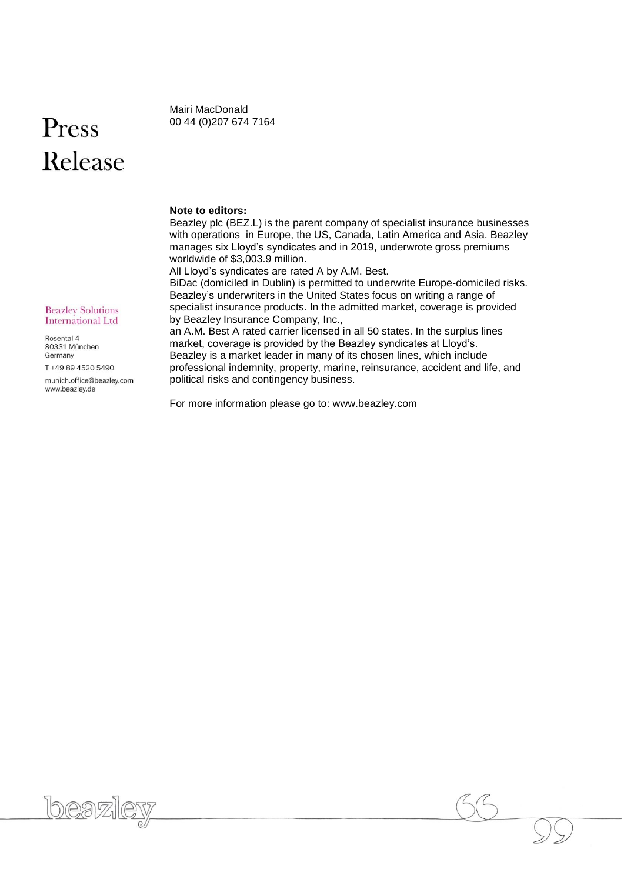# Press Release

Mairi MacDonald
00 44 (0)207 674 7164

**Beazley Solutions International Ltd**

Rosental 4
80331 München
Germany

T +49 89 4520 5490

munich.office@beazley.com
www.beazley.de

**Note to editors:**

Beazley plc (BEZ.L) is the parent company of specialist insurance businesses with operations in Europe, the US, Canada, Latin America and Asia. Beazley manages six Lloyd's syndicates and in 2019, underwrote gross premiums worldwide of $3,003.9 million.

All Lloyd's syndicates are rated A by A.M. Best.

BiDac (domiciled in Dublin) is permitted to underwrite Europe-domiciled risks.

Beazley's underwriters in the United States focus on writing a range of specialist insurance products. In the admitted market, coverage is provided by Beazley Insurance Company, Inc., an A.M. Best A rated carrier licensed in all 50 states. In the surplus lines market, coverage is provided by the Beazley syndicates at Lloyd's.

Beazley is a market leader in many of its chosen lines, which include professional indemnity, property, marine, reinsurance, accident and life, and political risks and contingency business.

For more information please go to: www.beazley.com